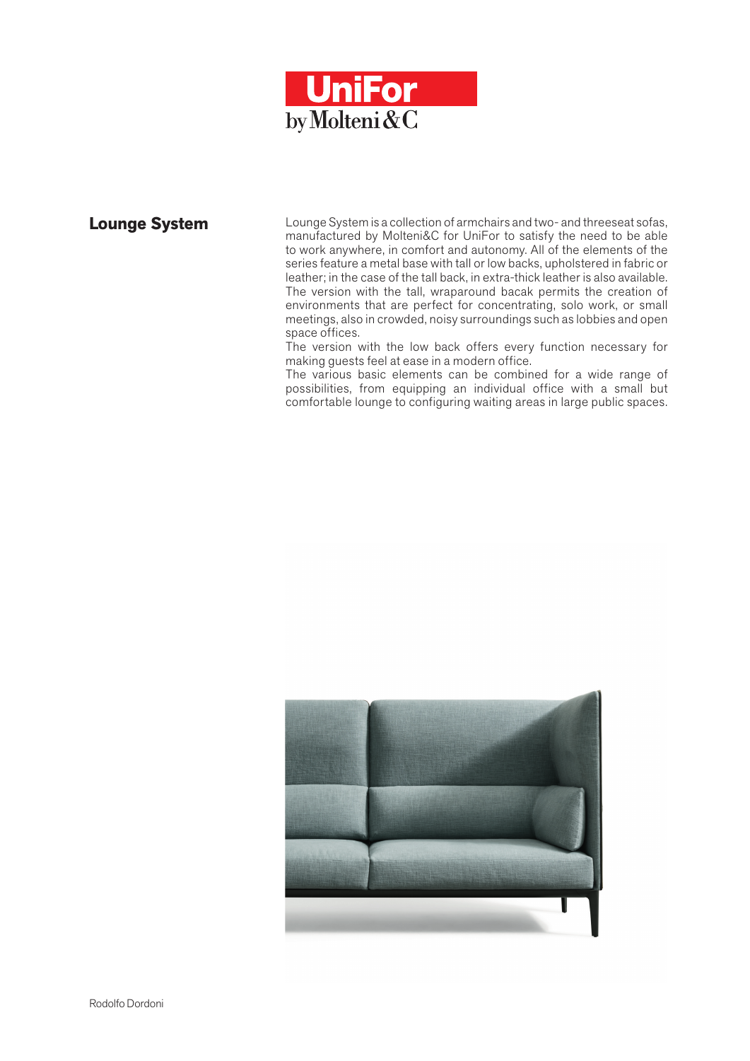UniFor
by Molteni&C

## Lounge System

Lounge System is a collection of armchairs and two- and threeseat sofas, manufactured by Molteni&C for UniFor to satisfy the need to be able to work anywhere, in comfort and autonomy. All of the elements of the series feature a metal base with tall or low backs, upholstered in fabric or leather; in the case of the tall back, in extra-thick leather is also available.
The version with the tall, wraparound bacak permits the creation of environments that are perfect for concentrating, solo work, or small meetings, also in crowded, noisy surroundings such as lobbies and open space offices.
The version with the low back offers every function necessary for making guests feel at ease in a modern office.
The various basic elements can be combined for a wide range of possibilities, from equipping an individual office with a small but comfortable lounge to configuring waiting areas in large public spaces.

Rodolfo Dordoni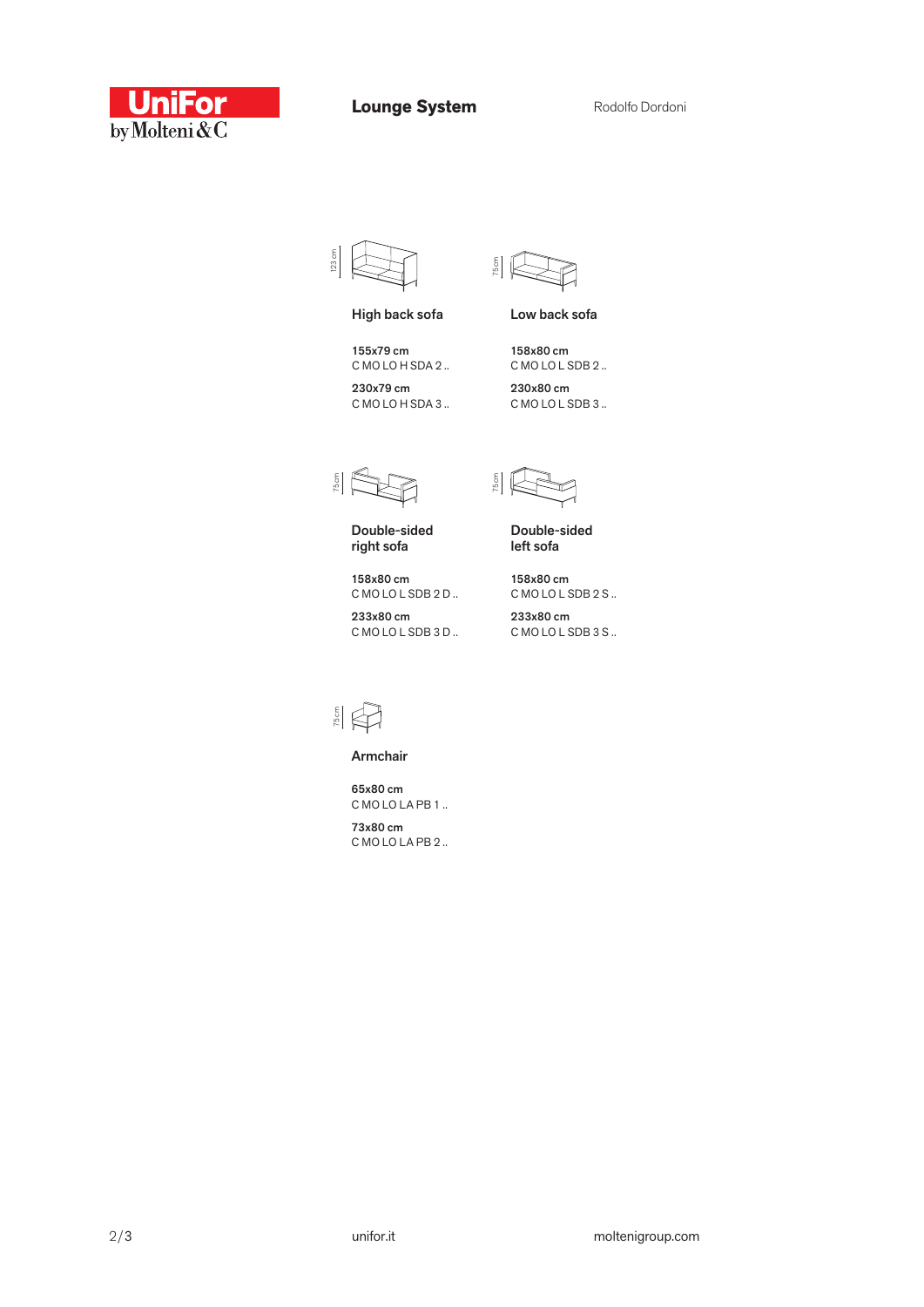# Lounge System

Rodolfo Dordoni

123 cm

### High back sofa

**155x79 cm**
C MO LO H SDA 2 ..

**230x79 cm**
C MO LO H SDA 3 ..

75 cm

### Low back sofa

**158x80 cm**
C MO LO L SDB 2 ..

**230x80 cm**
C MO LO L SDB 3 ..

75 cm

### Double-sided right sofa

**158x80 cm**
C MO LO L SDB 2 D ..

**233x80 cm**
C MO LO L SDB 3 D ..

75 cm

### Double-sided left sofa

**158x80 cm**
C MO LO L SDB 2 S ..

**233x80 cm**
C MO LO L SDB 3 S ..

75 cm

### Armchair

**65x80 cm**
C MO LO LA PB 1 ..

**73x80 cm**
C MO LO LA PB 2 ..

unifor.it

moltenigroup.com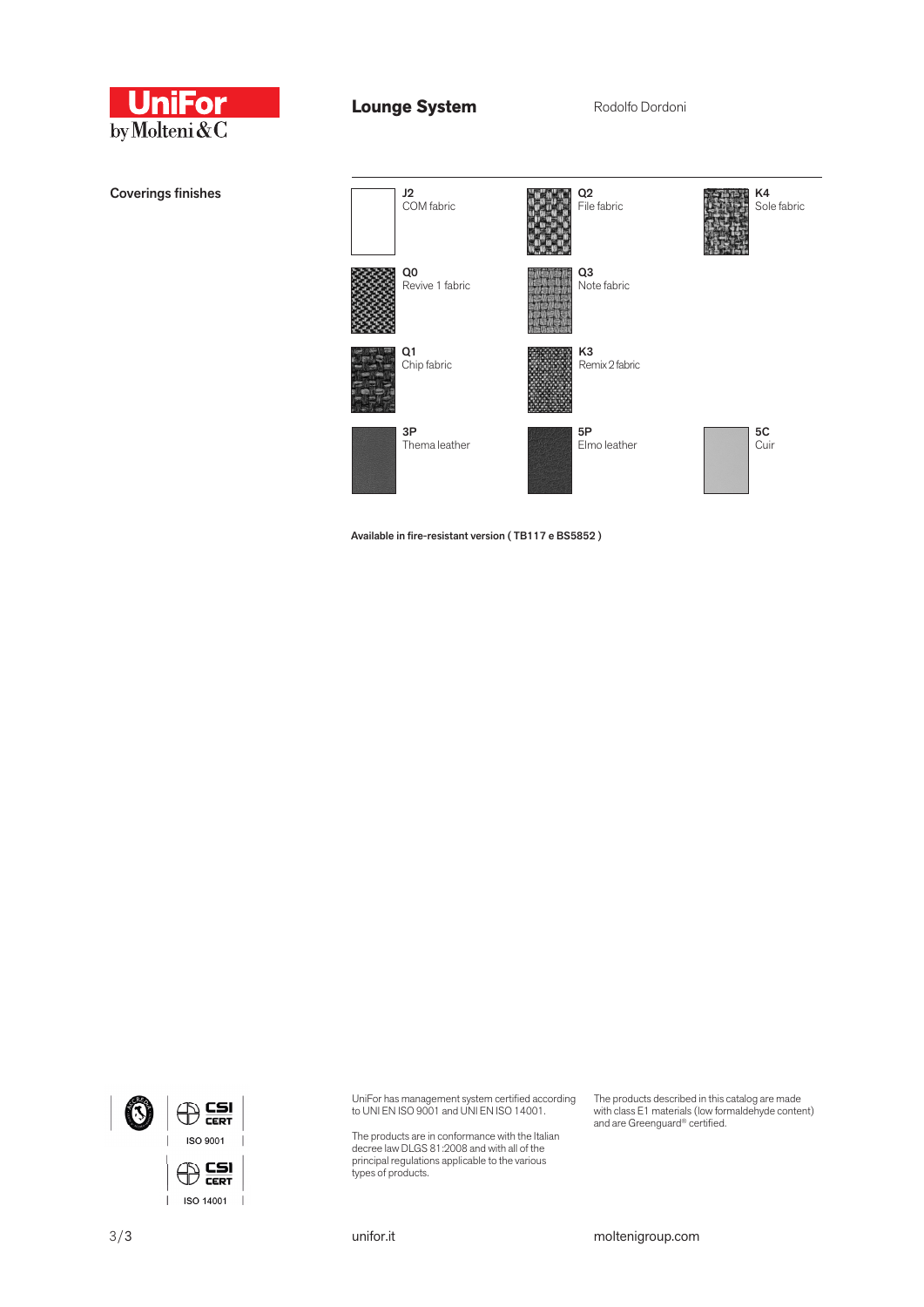UniFor by Molteni&C

# Lounge System

Rodolfo Dordoni

## Coverings finishes

J2
COM fabric

Q2
File fabric

K4
Sole fabric

Q0
Revive 1 fabric

Q3
Note fabric

Q1
Chip fabric

K3
Remix 2 fabric

3P
Thema leather

5P
Elmo leather

5C
Cuir

**Available in fire-resistant version ( TB117 e BS5852 )**

ISO 9001

ISO 14001

UniFor has management system certified according to UNI EN ISO 9001 and UNI EN ISO 14001.

The products are in conformance with the Italian decree law DLGS 81:2008 and with all of the principal regulations applicable to the various types of products.

The products described in this catalog are made with class E1 materials (low formaldehyde content) and are Greenguard® certified.

unifor.it

moltenigroup.com